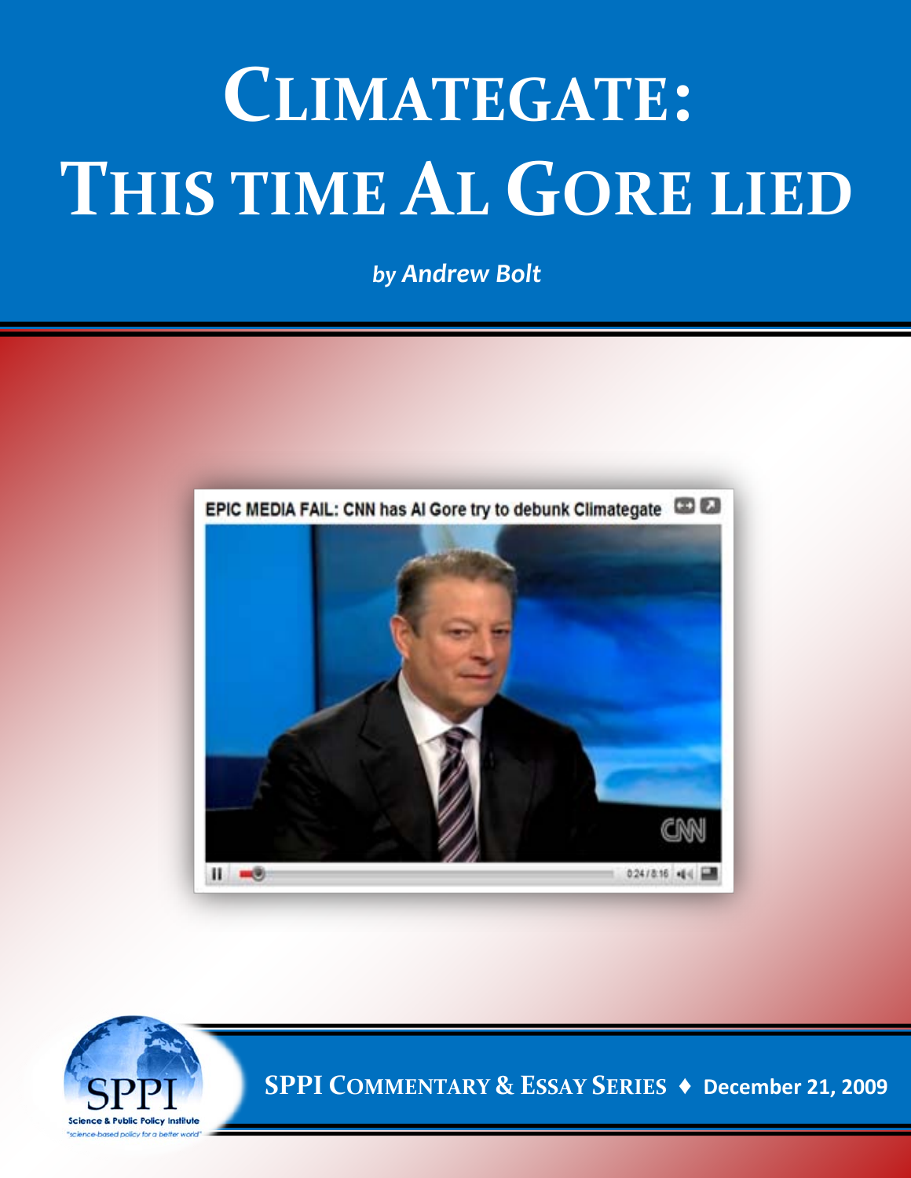# CLIMATEGATE: THIS TIME AL GORE LIED

***by Andrew Bolt***

EPIC MEDIA FAIL: CNN has Al Gore try to debunk Climategate

Science & Public Policy Institute

"science-based policy for a better world"

SPPI COMMENTARY & ESSAY SERIES ♦ December 21, 2009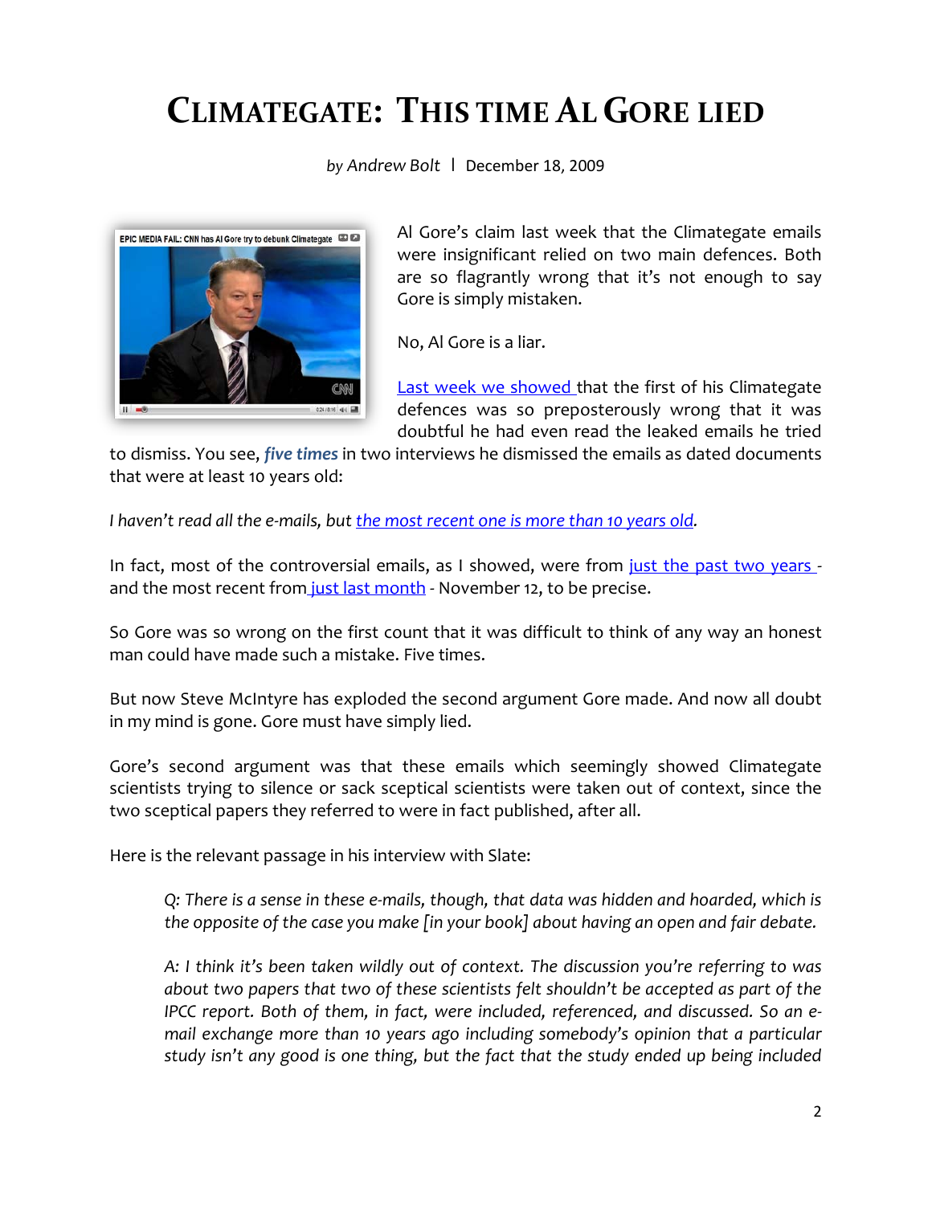# CLIMATEGATE: THIS TIME AL GORE LIED

*by Andrew Bolt* | December 18, 2009

Al Gore's claim last week that the Climategate emails were insignificant relied on two main defences. Both are so flagrantly wrong that it's not enough to say Gore is simply mistaken.

No, Al Gore is a liar.

Last week we showed that the first of his Climategate defences was so preposterously wrong that it was doubtful he had even read the leaked emails he tried to dismiss. You see, ***five times*** in two interviews he dismissed the emails as dated documents that were at least 10 years old:

*I haven't read all the e-mails, but the most recent one is more than 10 years old.*

In fact, most of the controversial emails, as I showed, were from just the past two years - and the most recent from just last month - November 12, to be precise.

So Gore was so wrong on the first count that it was difficult to think of any way an honest man could have made such a mistake. Five times.

But now Steve McIntyre has exploded the second argument Gore made. And now all doubt in my mind is gone. Gore must have simply lied.

Gore's second argument was that these emails which seemingly showed Climategate scientists trying to silence or sack sceptical scientists were taken out of context, since the two sceptical papers they referred to were in fact published, after all.

Here is the relevant passage in his interview with Slate:

> *Q: There is a sense in these e-mails, though, that data was hidden and hoarded, which is the opposite of the case you make [in your book] about having an open and fair debate.*
>
> *A: I think it's been taken wildly out of context. The discussion you're referring to was about two papers that two of these scientists felt shouldn't be accepted as part of the IPCC report. Both of them, in fact, were included, referenced, and discussed. So an e-mail exchange more than 10 years ago including somebody's opinion that a particular study isn't any good is one thing, but the fact that the study ended up being included*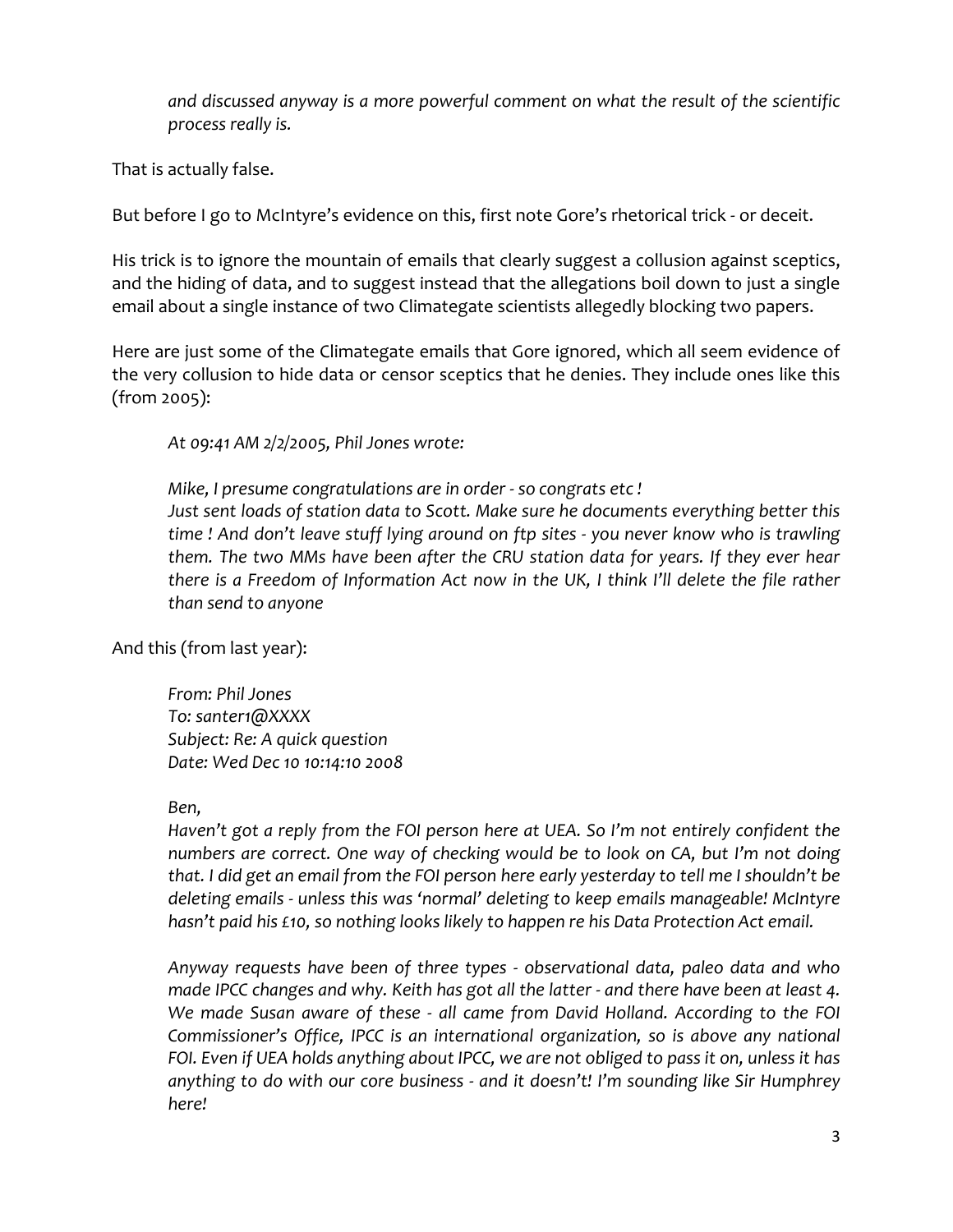*and discussed anyway is a more powerful comment on what the result of the scientific process really is.*

That is actually false.

But before I go to McIntyre's evidence on this, first note Gore's rhetorical trick - or deceit.

His trick is to ignore the mountain of emails that clearly suggest a collusion against sceptics, and the hiding of data, and to suggest instead that the allegations boil down to just a single email about a single instance of two Climategate scientists allegedly blocking two papers.

Here are just some of the Climategate emails that Gore ignored, which all seem evidence of the very collusion to hide data or censor sceptics that he denies. They include ones like this (from 2005):

> *At 09:41 AM 2/2/2005, Phil Jones wrote:*
>
> *Mike, I presume congratulations are in order - so congrats etc !*
> *Just sent loads of station data to Scott. Make sure he documents everything better this time ! And don't leave stuff lying around on ftp sites - you never know who is trawling them. The two MMs have been after the CRU station data for years. If they ever hear there is a Freedom of Information Act now in the UK, I think I'll delete the file rather than send to anyone*

And this (from last year):

> *From: Phil Jones*
> *To: santer1@XXXX*
> *Subject: Re: A quick question*
> *Date: Wed Dec 10 10:14:10 2008*
>
> *Ben,*
> *Haven't got a reply from the FOI person here at UEA. So I'm not entirely confident the numbers are correct. One way of checking would be to look on CA, but I'm not doing that. I did get an email from the FOI person here early yesterday to tell me I shouldn't be deleting emails - unless this was 'normal' deleting to keep emails manageable! McIntyre hasn't paid his £10, so nothing looks likely to happen re his Data Protection Act email.*
>
> *Anyway requests have been of three types - observational data, paleo data and who made IPCC changes and why. Keith has got all the latter - and there have been at least 4. We made Susan aware of these - all came from David Holland. According to the FOI Commissioner's Office, IPCC is an international organization, so is above any national FOI. Even if UEA holds anything about IPCC, we are not obliged to pass it on, unless it has anything to do with our core business - and it doesn't! I'm sounding like Sir Humphrey here!*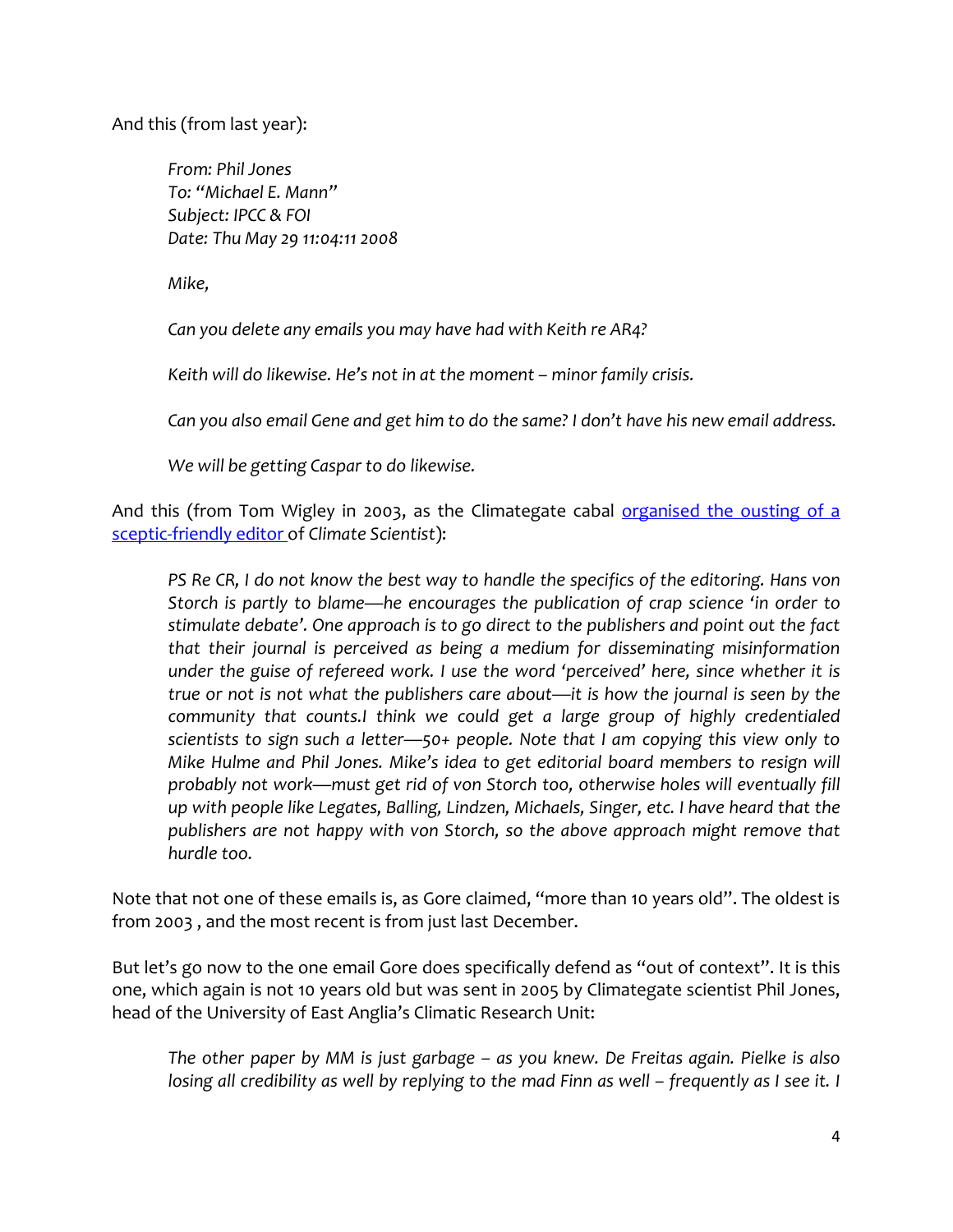And this (from last year):

> *From: Phil Jones*
> *To: "Michael E. Mann"*
> *Subject: IPCC & FOI*
> *Date: Thu May 29 11:04:11 2008*
>
> *Mike,*
>
> *Can you delete any emails you may have had with Keith re AR4?*
>
> *Keith will do likewise. He's not in at the moment – minor family crisis.*
>
> *Can you also email Gene and get him to do the same? I don't have his new email address.*
>
> *We will be getting Caspar to do likewise.*

And this (from Tom Wigley in 2003, as the Climategate cabal organised the ousting of a sceptic-friendly editor of *Climate Scientist*):

> *PS Re CR, I do not know the best way to handle the specifics of the editoring. Hans von Storch is partly to blame—he encourages the publication of crap science 'in order to stimulate debate'. One approach is to go direct to the publishers and point out the fact that their journal is perceived as being a medium for disseminating misinformation under the guise of refereed work. I use the word 'perceived' here, since whether it is true or not is not what the publishers care about—it is how the journal is seen by the community that counts.I think we could get a large group of highly credentialed scientists to sign such a letter—50+ people. Note that I am copying this view only to Mike Hulme and Phil Jones. Mike's idea to get editorial board members to resign will probably not work—must get rid of von Storch too, otherwise holes will eventually fill up with people like Legates, Balling, Lindzen, Michaels, Singer, etc. I have heard that the publishers are not happy with von Storch, so the above approach might remove that hurdle too.*

Note that not one of these emails is, as Gore claimed, "more than 10 years old". The oldest is from 2003 , and the most recent is from just last December.

But let's go now to the one email Gore does specifically defend as "out of context". It is this one, which again is not 10 years old but was sent in 2005 by Climategate scientist Phil Jones, head of the University of East Anglia's Climatic Research Unit:

> *The other paper by MM is just garbage – as you knew. De Freitas again. Pielke is also losing all credibility as well by replying to the mad Finn as well – frequently as I see it. I*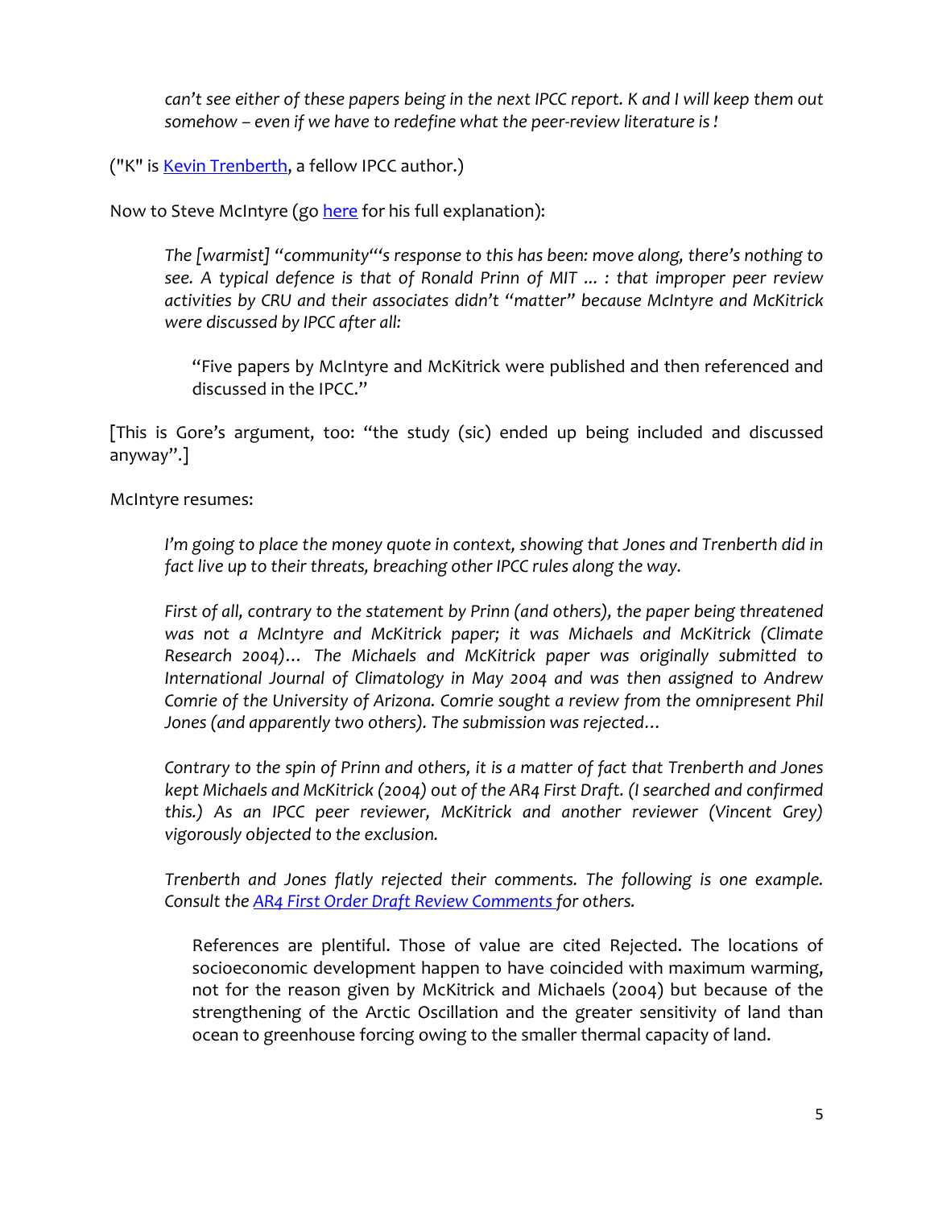> *can't see either of these papers being in the next IPCC report. K and I will keep them out somehow – even if we have to redefine what the peer-review literature is !*

("K" is [Kevin Trenberth](), a fellow IPCC author.)

Now to Steve McIntyre (go [here]() for his full explanation):

> *The [warmist] "community"'s response to this has been: move along, there's nothing to see. A typical defence is that of Ronald Prinn of MIT ... : that improper peer review activities by CRU and their associates didn't "matter" because McIntyre and McKitrick were discussed by IPCC after all:*
>
> > "Five papers by McIntyre and McKitrick were published and then referenced and discussed in the IPCC."

[This is Gore's argument, too: "the study (sic) ended up being included and discussed anyway".]

McIntyre resumes:

> *I'm going to place the money quote in context, showing that Jones and Trenberth did in fact live up to their threats, breaching other IPCC rules along the way.*
>
> *First of all, contrary to the statement by Prinn (and others), the paper being threatened was not a McIntyre and McKitrick paper; it was Michaels and McKitrick (Climate Research 2004)… The Michaels and McKitrick paper was originally submitted to International Journal of Climatology in May 2004 and was then assigned to Andrew Comrie of the University of Arizona. Comrie sought a review from the omnipresent Phil Jones (and apparently two others). The submission was rejected…*
>
> *Contrary to the spin of Prinn and others, it is a matter of fact that Trenberth and Jones kept Michaels and McKitrick (2004) out of the AR4 First Draft. (I searched and confirmed this.) As an IPCC peer reviewer, McKitrick and another reviewer (Vincent Grey) vigorously objected to the exclusion.*
>
> *Trenberth and Jones flatly rejected their comments. The following is one example. Consult the [AR4 First Order Draft Review Comments]() for others.*
>
> > References are plentiful. Those of value are cited Rejected. The locations of socioeconomic development happen to have coincided with maximum warming, not for the reason given by McKitrick and Michaels (2004) but because of the strengthening of the Arctic Oscillation and the greater sensitivity of land than ocean to greenhouse forcing owing to the smaller thermal capacity of land.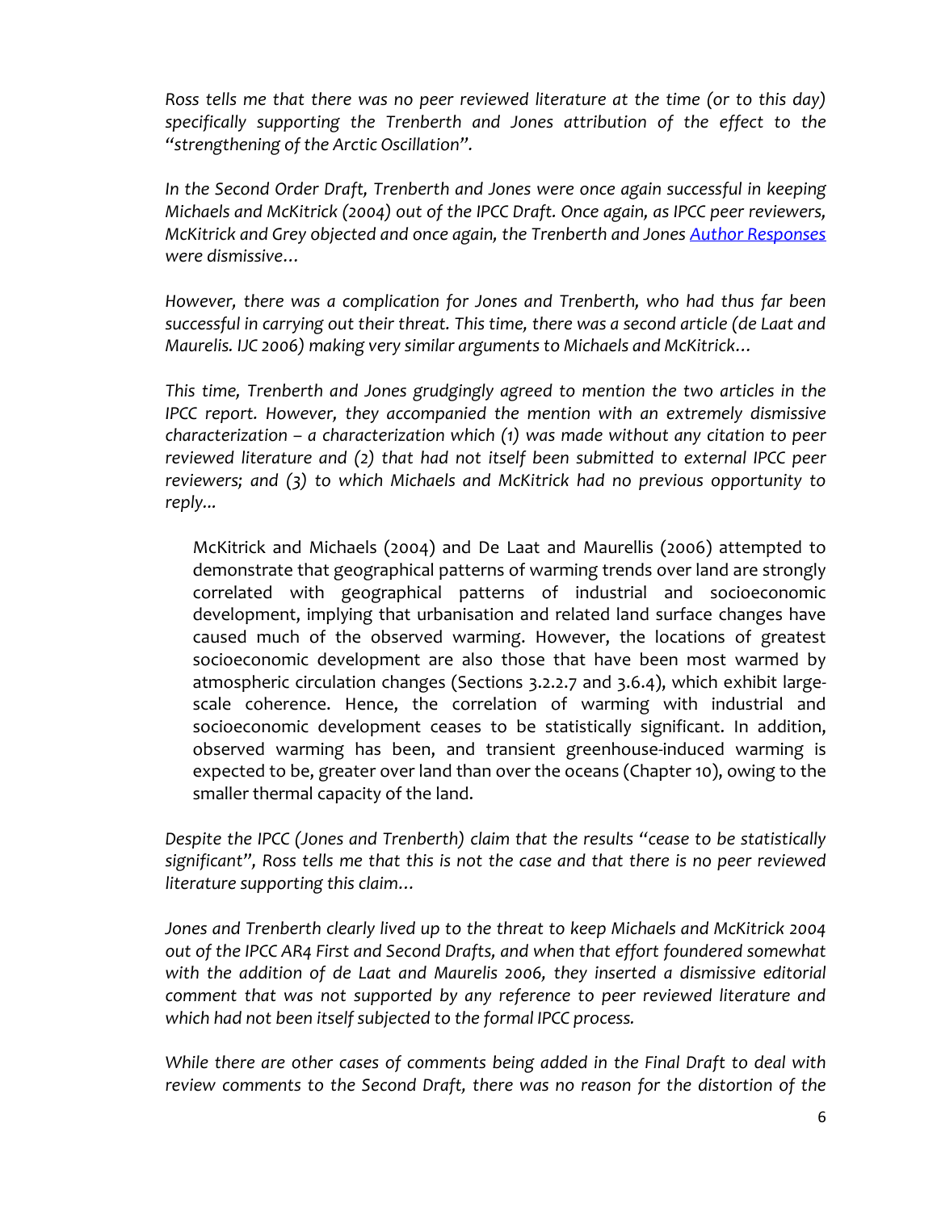*Ross tells me that there was no peer reviewed literature at the time (or to this day) specifically supporting the Trenberth and Jones attribution of the effect to the "strengthening of the Arctic Oscillation".*

*In the Second Order Draft, Trenberth and Jones were once again successful in keeping Michaels and McKitrick (2004) out of the IPCC Draft. Once again, as IPCC peer reviewers, McKitrick and Grey objected and once again, the Trenberth and Jones [Author Responses] were dismissive…*

*However, there was a complication for Jones and Trenberth, who had thus far been successful in carrying out their threat. This time, there was a second article (de Laat and Maurelis. IJC 2006) making very similar arguments to Michaels and McKitrick…*

*This time, Trenberth and Jones grudgingly agreed to mention the two articles in the IPCC report. However, they accompanied the mention with an extremely dismissive characterization – a characterization which (1) was made without any citation to peer reviewed literature and (2) that had not itself been submitted to external IPCC peer reviewers; and (3) to which Michaels and McKitrick had no previous opportunity to reply...*

> McKitrick and Michaels (2004) and De Laat and Maurellis (2006) attempted to demonstrate that geographical patterns of warming trends over land are strongly correlated with geographical patterns of industrial and socioeconomic development, implying that urbanisation and related land surface changes have caused much of the observed warming. However, the locations of greatest socioeconomic development are also those that have been most warmed by atmospheric circulation changes (Sections 3.2.2.7 and 3.6.4), which exhibit large-scale coherence. Hence, the correlation of warming with industrial and socioeconomic development ceases to be statistically significant. In addition, observed warming has been, and transient greenhouse-induced warming is expected to be, greater over land than over the oceans (Chapter 10), owing to the smaller thermal capacity of the land.

*Despite the IPCC (Jones and Trenberth) claim that the results "cease to be statistically significant", Ross tells me that this is not the case and that there is no peer reviewed literature supporting this claim…*

*Jones and Trenberth clearly lived up to the threat to keep Michaels and McKitrick 2004 out of the IPCC AR4 First and Second Drafts, and when that effort foundered somewhat with the addition of de Laat and Maurelis 2006, they inserted a dismissive editorial comment that was not supported by any reference to peer reviewed literature and which had not been itself subjected to the formal IPCC process.*

*While there are other cases of comments being added in the Final Draft to deal with review comments to the Second Draft, there was no reason for the distortion of the*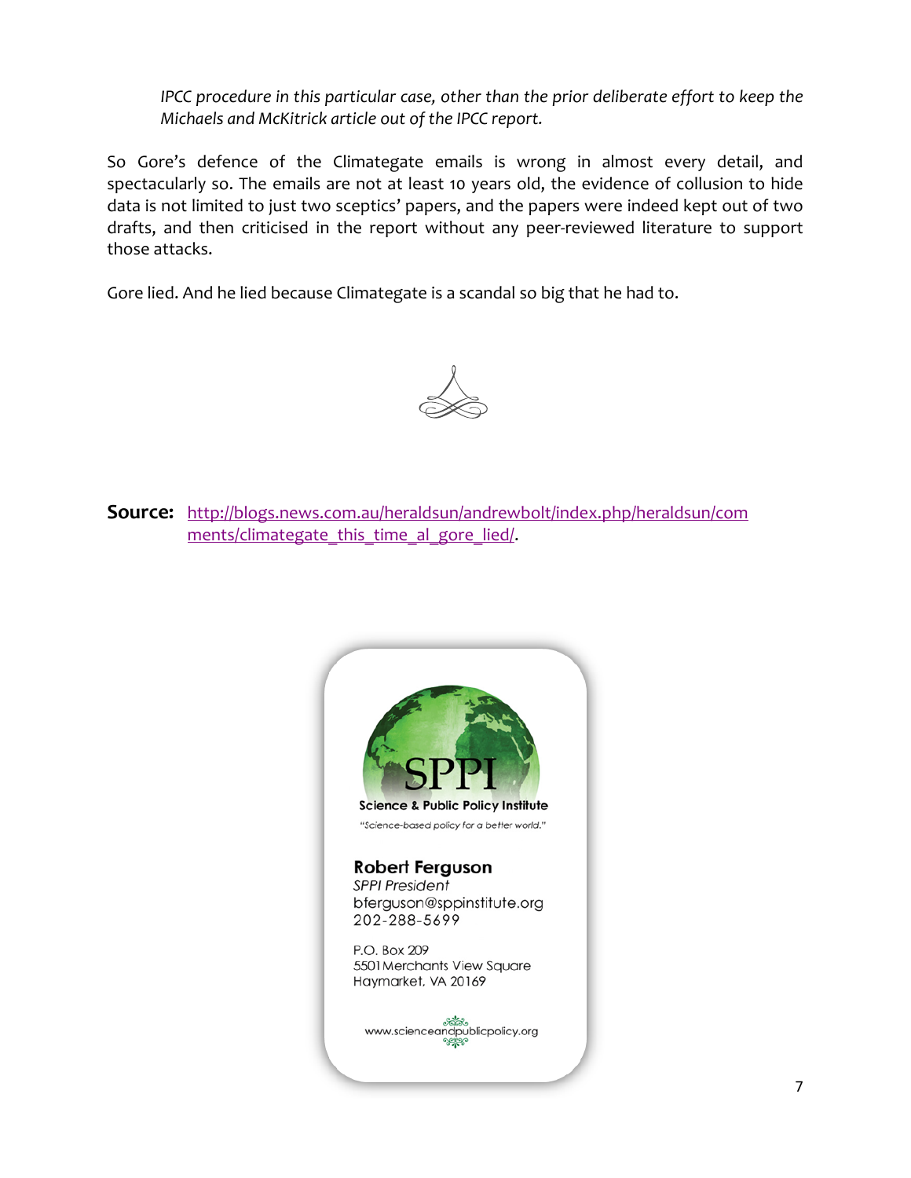*IPCC procedure in this particular case, other than the prior deliberate effort to keep the Michaels and McKitrick article out of the IPCC report.*

So Gore's defence of the Climategate emails is wrong in almost every detail, and spectacularly so. The emails are not at least 10 years old, the evidence of collusion to hide data is not limited to just two sceptics' papers, and the papers were indeed kept out of two drafts, and then criticised in the report without any peer-reviewed literature to support those attacks.

Gore lied. And he lied because Climategate is a scandal so big that he had to.

**Source:** http://blogs.news.com.au/heraldsun/andrewbolt/index.php/heraldsun/comments/climategate_this_time_al_gore_lied/.

SPPI
Science & Public Policy Institute
*"Science-based policy for a better world."*

**Robert Ferguson**
*SPPI President*
bferguson@sppinstitute.org
202-288-5699

P.O. Box 209
5501 Merchants View Square
Haymarket, VA 20169

www.scienceandpublicpolicy.org